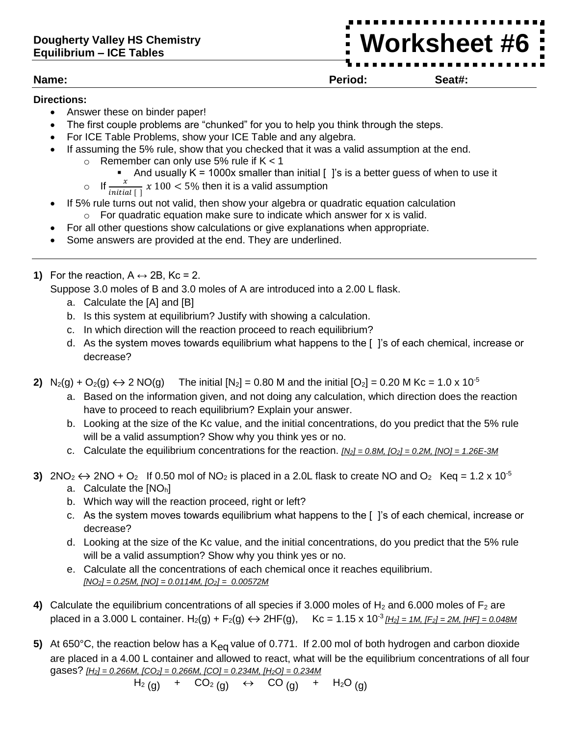**Dougherty Valley HS Chemistry**
**Equilibrium – ICE Tables**

# Worksheet #6

**Name:** **Period:** **Seat#:**

**Directions:**

- Answer these on binder paper!
- The first couple problems are "chunked" for you to help you think through the steps.
- For ICE Table Problems, show your ICE Table and any algebra.
- If assuming the 5% rule, show that you checked that it was a valid assumption at the end.
  - Remember can only use 5% rule if K < 1
    - And usually K = 1000x smaller than initial [ ]'s is a better guess of when to use it
  - If $\frac{x}{initial\,[\,]}\ x\,100 < 5\%$ then it is a valid assumption
- If 5% rule turns out not valid, then show your algebra or quadratic equation calculation
  - For quadratic equation make sure to indicate which answer for x is valid.
- For all other questions show calculations or give explanations when appropriate.
- Some answers are provided at the end. They are underlined.

---

**1)** For the reaction, A ↔ 2B, Kc = 2.
Suppose 3.0 moles of B and 3.0 moles of A are introduced into a 2.00 L flask.

a. Calculate the [A] and [B]
b. Is this system at equilibrium? Justify with showing a calculation.
c. In which direction will the reaction proceed to reach equilibrium?
d. As the system moves towards equilibrium what happens to the [ ]'s of each chemical, increase or decrease?

**2)** $N_2(g) + O_2(g) \leftrightarrow 2\,NO(g)$ The initial [$N_2$] = 0.80 M and the initial [$O_2$] = 0.20 M Kc = $1.0 \times 10^{-5}$

a. Based on the information given, and not doing any calculation, which direction does the reaction have to proceed to reach equilibrium? Explain your answer.
b. Looking at the size of the Kc value, and the initial concentrations, do you predict that the 5% rule will be a valid assumption? Show why you think yes or no.
c. Calculate the equilibrium concentrations for the reaction. *[$N_2$] = 0.8M, [$O_2$] = 0.2M, [NO] = 1.26E-3M*

**3)** $2NO_2 \leftrightarrow 2NO + O_2$ If 0.50 mol of $NO_2$ is placed in a 2.0L flask to create NO and $O_2$ Keq = $1.2 \times 10^{-5}$

a. Calculate the [$NO_h$]
b. Which way will the reaction proceed, right or left?
c. As the system moves towards equilibrium what happens to the [ ]'s of each chemical, increase or decrease?
d. Looking at the size of the Kc value, and the initial concentrations, do you predict that the 5% rule will be a valid assumption? Show why you think yes or no.
e. Calculate all the concentrations of each chemical once it reaches equilibrium.
*[$NO_2$] = 0.25M, [NO] = 0.0114M, [$O_2$] = 0.00572M*

**4)** Calculate the equilibrium concentrations of all species if 3.000 moles of $H_2$ and 6.000 moles of $F_2$ are placed in a 3.000 L container. $H_2(g) + F_2(g) \leftrightarrow 2HF(g)$, Kc = $1.15 \times 10^{-3}$ *[$H_2$] = 1M, [$F_2$] = 2M, [HF] = 0.048M*

**5)** At 650°C, the reaction below has a $K_{eq}$ value of 0.771. If 2.00 mol of both hydrogen and carbon dioxide are placed in a 4.00 L container and allowed to react, what will be the equilibrium concentrations of all four gases? *[$H_2$] = 0.266M, [$CO_2$] = 0.266M, [CO] = 0.234M, [$H_2O$] = 0.234M*

$$H_{2\,(g)} + CO_{2\,(g)} \leftrightarrow CO_{(g)} + H_2O_{(g)}$$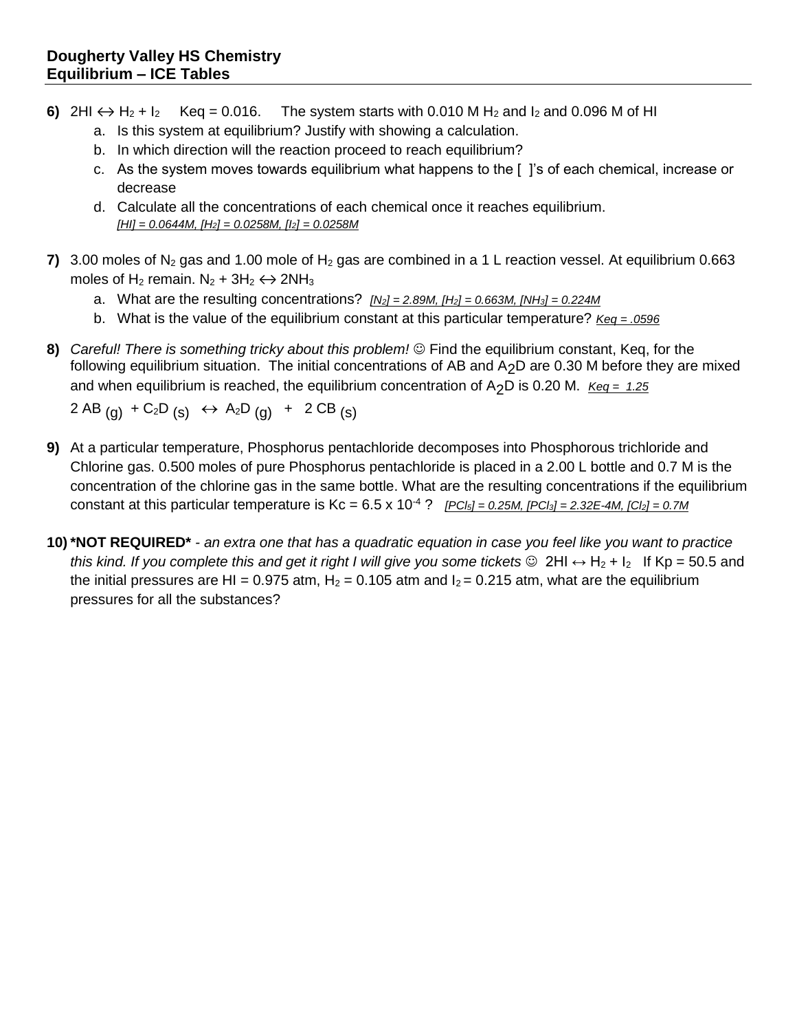**Dougherty Valley HS Chemistry**
**Equilibrium – ICE Tables**

**6)** $2HI \leftrightarrow H_2 + I_2$ Keq = 0.016. The system starts with 0.010 M $H_2$ and $I_2$ and 0.096 M of HI

a. Is this system at equilibrium? Justify with showing a calculation.

b. In which direction will the reaction proceed to reach equilibrium?

c. As the system moves towards equilibrium what happens to the [ ]'s of each chemical, increase or decrease

d. Calculate all the concentrations of each chemical once it reaches equilibrium.
*[HI] = 0.0644M, [$H_2$] = 0.0258M, [$I_2$] = 0.0258M*

**7)** 3.00 moles of $N_2$ gas and 1.00 mole of $H_2$ gas are combined in a 1 L reaction vessel. At equilibrium 0.663 moles of $H_2$ remain. $N_2 + 3H_2 \leftrightarrow 2NH_3$

a. What are the resulting concentrations? *[$N_2$] = 2.89M, [$H_2$] = 0.663M, [$NH_3$] = 0.224M*

b. What is the value of the equilibrium constant at this particular temperature? *Keq = .0596*

**8)** *Careful! There is something tricky about this problem!* ☺ Find the equilibrium constant, Keq, for the following equilibrium situation. The initial concentrations of AB and $A_2D$ are 0.30 M before they are mixed and when equilibrium is reached, the equilibrium concentration of $A_2D$ is 0.20 M. *Keq = 1.25*

$2\,AB_{(g)} + C_2D_{(s)} \leftrightarrow A_2D_{(g)} + 2\,CB_{(s)}$

**9)** At a particular temperature, Phosphorus pentachloride decomposes into Phosphorous trichloride and Chlorine gas. 0.500 moles of pure Phosphorus pentachloride is placed in a 2.00 L bottle and 0.7 M is the concentration of the chlorine gas in the same bottle. What are the resulting concentrations if the equilibrium constant at this particular temperature is Kc = $6.5 \times 10^{-4}$ ? *[$PCl_5$] = 0.25M, [$PCl_3$] = 2.32E-4M, [$Cl_2$] = 0.7M*

**10)** **\*NOT REQUIRED\*** - *an extra one that has a quadratic equation in case you feel like you want to practice this kind. If you complete this and get it right I will give you some tickets* ☺ $2HI \leftrightarrow H_2 + I_2$ If Kp = 50.5 and the initial pressures are HI = 0.975 atm, $H_2$ = 0.105 atm and $I_2$ = 0.215 atm, what are the equilibrium pressures for all the substances?